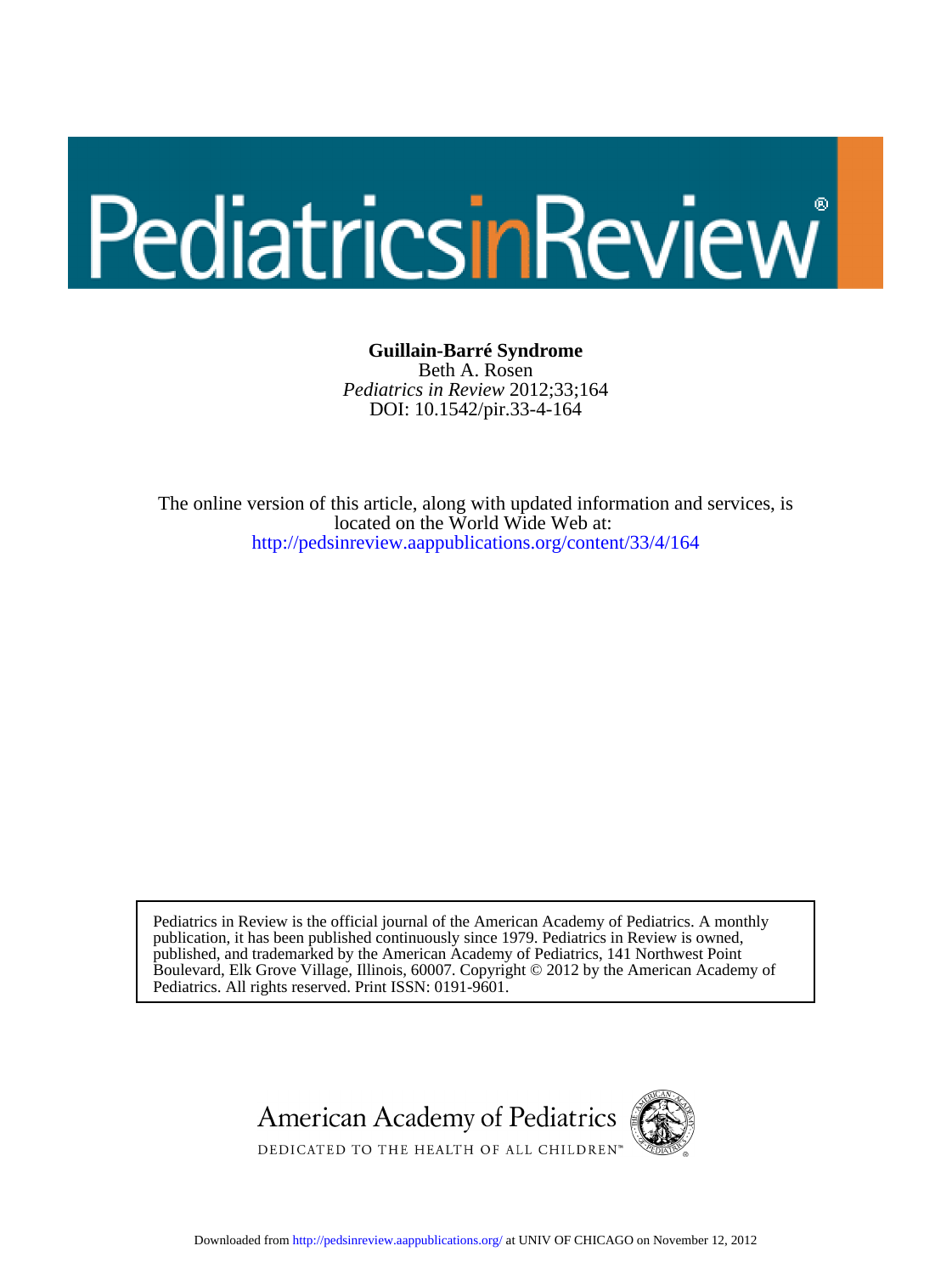# Guillain-Barré Syndrome

Beth A. Rosen

*Pediatrics in Review* 2012;33;164

DOI: 10.1542/pir.33-4-164

The online version of this article, along with updated information and services, is located on the World Wide Web at:

http://pedsinreview.aappublications.org/content/33/4/164

Pediatrics in Review is the official journal of the American Academy of Pediatrics. A monthly publication, it has been published continuously since 1979. Pediatrics in Review is owned, published, and trademarked by the American Academy of Pediatrics, 141 Northwest Point Boulevard, Elk Grove Village, Illinois, 60007. Copyright © 2012 by the American Academy of Pediatrics. All rights reserved. Print ISSN: 0191-9601.

American Academy of Pediatrics

DEDICATED TO THE HEALTH OF ALL CHILDREN™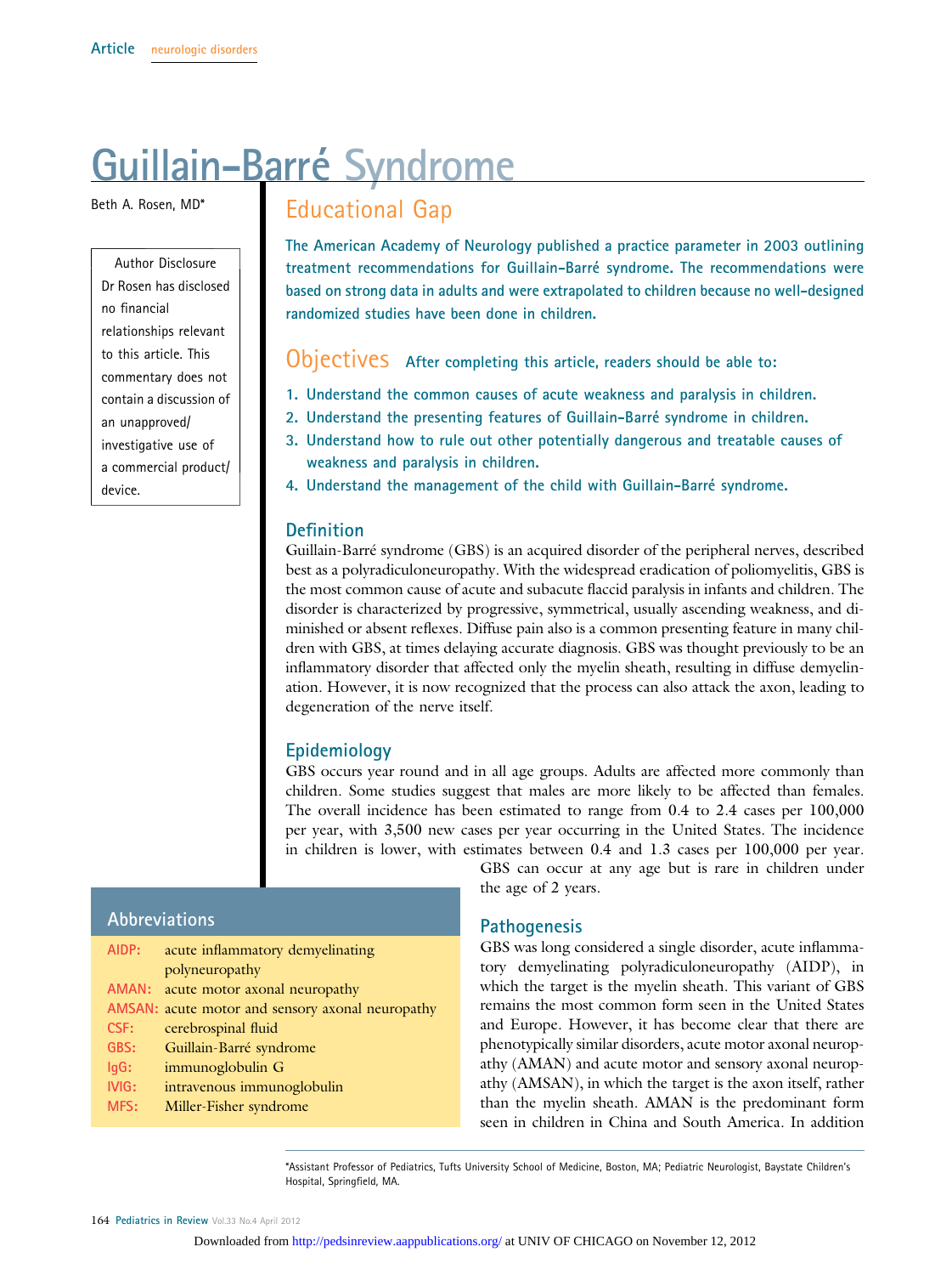Article neurologic disorders

# Guillain-Barré Syndrome

Beth A. Rosen, MD*

Author Disclosure
Dr Rosen has disclosed no financial relationships relevant to this article. This commentary does not contain a discussion of an unapproved/investigative use of a commercial product/device.

## Educational Gap

**The American Academy of Neurology published a practice parameter in 2003 outlining treatment recommendations for Guillain-Barré syndrome. The recommendations were based on strong data in adults and were extrapolated to children because no well-designed randomized studies have been done in children.**

## Objectives

**After completing this article, readers should be able to:**

1. **Understand the common causes of acute weakness and paralysis in children.**
2. **Understand the presenting features of Guillain-Barré syndrome in children.**
3. **Understand how to rule out other potentially dangerous and treatable causes of weakness and paralysis in children.**
4. **Understand the management of the child with Guillain-Barré syndrome.**

### Definition

Guillain-Barré syndrome (GBS) is an acquired disorder of the peripheral nerves, described best as a polyradiculoneuropathy. With the widespread eradication of poliomyelitis, GBS is the most common cause of acute and subacute flaccid paralysis in infants and children. The disorder is characterized by progressive, symmetrical, usually ascending weakness, and diminished or absent reflexes. Diffuse pain also is a common presenting feature in many children with GBS, at times delaying accurate diagnosis. GBS was thought previously to be an inflammatory disorder that affected only the myelin sheath, resulting in diffuse demyelination. However, it is now recognized that the process can also attack the axon, leading to degeneration of the nerve itself.

### Epidemiology

GBS occurs year round and in all age groups. Adults are affected more commonly than children. Some studies suggest that males are more likely to be affected than females. The overall incidence has been estimated to range from 0.4 to 2.4 cases per 100,000 per year, with 3,500 new cases per year occurring in the United States. The incidence in children is lower, with estimates between 0.4 and 1.3 cases per 100,000 per year. GBS can occur at any age but is rare in children under the age of 2 years.

### Pathogenesis

GBS was long considered a single disorder, acute inflammatory demyelinating polyradiculoneuropathy (AIDP), in which the target is the myelin sheath. This variant of GBS remains the most common form seen in the United States and Europe. However, it has become clear that there are phenotypically similar disorders, acute motor axonal neuropathy (AMAN) and acute motor and sensory axonal neuropathy (AMSAN), in which the target is the axon itself, rather than the myelin sheath. AMAN is the predominant form seen in children in China and South America. In addition

## Abbreviations

| | |
|---|---|
| AIDP: | acute inflammatory demyelinating polyneuropathy |
| AMAN: | acute motor axonal neuropathy |
| AMSAN: | acute motor and sensory axonal neuropathy |
| CSF: | cerebrospinal fluid |
| GBS: | Guillain-Barré syndrome |
| IgG: | immunoglobulin G |
| IVIG: | intravenous immunoglobulin |
| MFS: | Miller-Fisher syndrome |

*Assistant Professor of Pediatrics, Tufts University School of Medicine, Boston, MA; Pediatric Neurologist, Baystate Children's Hospital, Springfield, MA.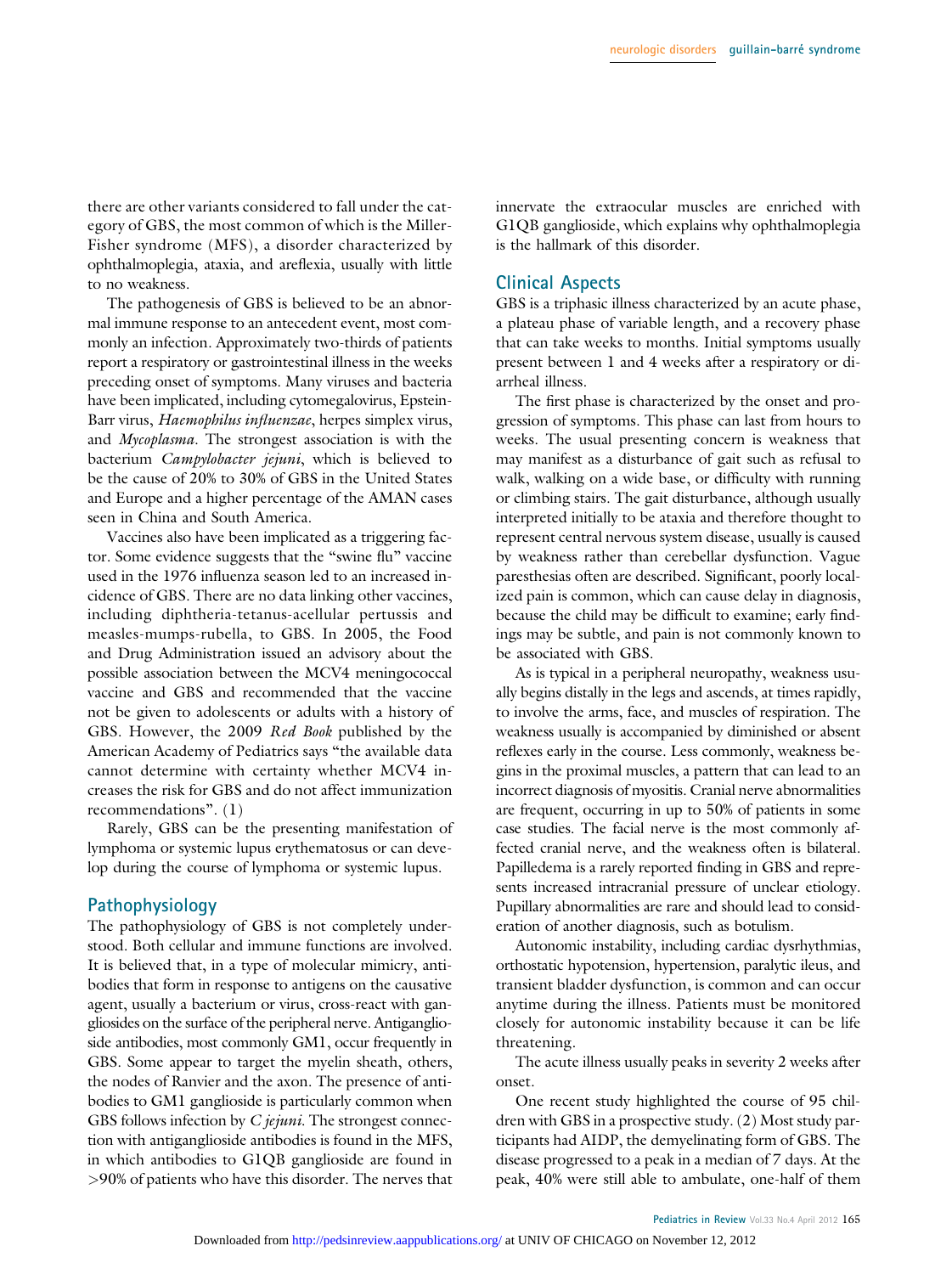there are other variants considered to fall under the category of GBS, the most common of which is the Miller-Fisher syndrome (MFS), a disorder characterized by ophthalmoplegia, ataxia, and areflexia, usually with little to no weakness.

The pathogenesis of GBS is believed to be an abnormal immune response to an antecedent event, most commonly an infection. Approximately two-thirds of patients report a respiratory or gastrointestinal illness in the weeks preceding onset of symptoms. Many viruses and bacteria have been implicated, including cytomegalovirus, Epstein-Barr virus, *Haemophilus influenzae*, herpes simplex virus, and *Mycoplasma*. The strongest association is with the bacterium *Campylobacter jejuni*, which is believed to be the cause of 20% to 30% of GBS in the United States and Europe and a higher percentage of the AMAN cases seen in China and South America.

Vaccines also have been implicated as a triggering factor. Some evidence suggests that the "swine flu" vaccine used in the 1976 influenza season led to an increased incidence of GBS. There are no data linking other vaccines, including diphtheria-tetanus-acellular pertussis and measles-mumps-rubella, to GBS. In 2005, the Food and Drug Administration issued an advisory about the possible association between the MCV4 meningococcal vaccine and GBS and recommended that the vaccine not be given to adolescents or adults with a history of GBS. However, the 2009 *Red Book* published by the American Academy of Pediatrics says "the available data cannot determine with certainty whether MCV4 increases the risk for GBS and do not affect immunization recommendations". (1)

Rarely, GBS can be the presenting manifestation of lymphoma or systemic lupus erythematosus or can develop during the course of lymphoma or systemic lupus.

## Pathophysiology

The pathophysiology of GBS is not completely understood. Both cellular and immune functions are involved. It is believed that, in a type of molecular mimicry, antibodies that form in response to antigens on the causative agent, usually a bacterium or virus, cross-react with gangliosides on the surface of the peripheral nerve. Antiganglioside antibodies, most commonly GM1, occur frequently in GBS. Some appear to target the myelin sheath, others, the nodes of Ranvier and the axon. The presence of antibodies to GM1 ganglioside is particularly common when GBS follows infection by *C jejuni*. The strongest connection with antiganglioside antibodies is found in the MFS, in which antibodies to G1QB ganglioside are found in >90% of patients who have this disorder. The nerves that innervate the extraocular muscles are enriched with G1QB ganglioside, which explains why ophthalmoplegia is the hallmark of this disorder.

## Clinical Aspects

GBS is a triphasic illness characterized by an acute phase, a plateau phase of variable length, and a recovery phase that can take weeks to months. Initial symptoms usually present between 1 and 4 weeks after a respiratory or diarrheal illness.

The first phase is characterized by the onset and progression of symptoms. This phase can last from hours to weeks. The usual presenting concern is weakness that may manifest as a disturbance of gait such as refusal to walk, walking on a wide base, or difficulty with running or climbing stairs. The gait disturbance, although usually interpreted initially to be ataxia and therefore thought to represent central nervous system disease, usually is caused by weakness rather than cerebellar dysfunction. Vague paresthesias often are described. Significant, poorly localized pain is common, which can cause delay in diagnosis, because the child may be difficult to examine; early findings may be subtle, and pain is not commonly known to be associated with GBS.

As is typical in a peripheral neuropathy, weakness usually begins distally in the legs and ascends, at times rapidly, to involve the arms, face, and muscles of respiration. The weakness usually is accompanied by diminished or absent reflexes early in the course. Less commonly, weakness begins in the proximal muscles, a pattern that can lead to an incorrect diagnosis of myositis. Cranial nerve abnormalities are frequent, occurring in up to 50% of patients in some case studies. The facial nerve is the most commonly affected cranial nerve, and the weakness often is bilateral. Papilledema is a rarely reported finding in GBS and represents increased intracranial pressure of unclear etiology. Pupillary abnormalities are rare and should lead to consideration of another diagnosis, such as botulism.

Autonomic instability, including cardiac dysrhythmias, orthostatic hypotension, hypertension, paralytic ileus, and transient bladder dysfunction, is common and can occur anytime during the illness. Patients must be monitored closely for autonomic instability because it can be life threatening.

The acute illness usually peaks in severity 2 weeks after onset.

One recent study highlighted the course of 95 children with GBS in a prospective study. (2) Most study participants had AIDP, the demyelinating form of GBS. The disease progressed to a peak in a median of 7 days. At the peak, 40% were still able to ambulate, one-half of them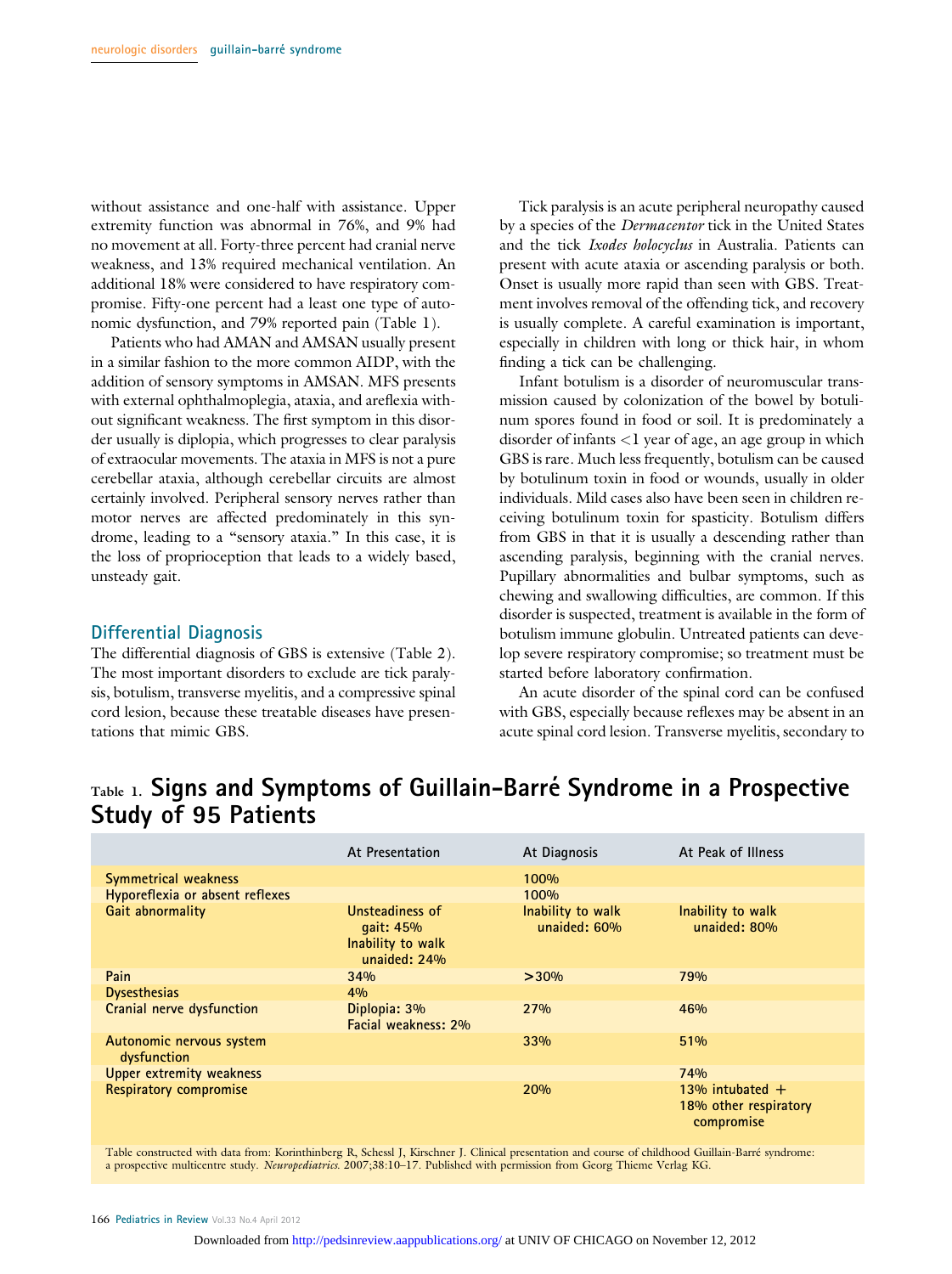without assistance and one-half with assistance. Upper extremity function was abnormal in 76%, and 9% had no movement at all. Forty-three percent had cranial nerve weakness, and 13% required mechanical ventilation. An additional 18% were considered to have respiratory compromise. Fifty-one percent had a least one type of autonomic dysfunction, and 79% reported pain (Table 1).

Patients who had AMAN and AMSAN usually present in a similar fashion to the more common AIDP, with the addition of sensory symptoms in AMSAN. MFS presents with external ophthalmoplegia, ataxia, and areflexia without significant weakness. The first symptom in this disorder usually is diplopia, which progresses to clear paralysis of extraocular movements. The ataxia in MFS is not a pure cerebellar ataxia, although cerebellar circuits are almost certainly involved. Peripheral sensory nerves rather than motor nerves are affected predominately in this syndrome, leading to a "sensory ataxia." In this case, it is the loss of proprioception that leads to a widely based, unsteady gait.

## Differential Diagnosis

The differential diagnosis of GBS is extensive (Table 2). The most important disorders to exclude are tick paralysis, botulism, transverse myelitis, and a compressive spinal cord lesion, because these treatable diseases have presentations that mimic GBS.

Tick paralysis is an acute peripheral neuropathy caused by a species of the *Dermacentor* tick in the United States and the tick *Ixodes holocyclus* in Australia. Patients can present with acute ataxia or ascending paralysis or both. Onset is usually more rapid than seen with GBS. Treatment involves removal of the offending tick, and recovery is usually complete. A careful examination is important, especially in children with long or thick hair, in whom finding a tick can be challenging.

Infant botulism is a disorder of neuromuscular transmission caused by colonization of the bowel by botulinum spores found in food or soil. It is predominately a disorder of infants <1 year of age, an age group in which GBS is rare. Much less frequently, botulism can be caused by botulinum toxin in food or wounds, usually in older individuals. Mild cases also have been seen in children receiving botulinum toxin for spasticity. Botulism differs from GBS in that it is usually a descending rather than ascending paralysis, beginning with the cranial nerves. Pupillary abnormalities and bulbar symptoms, such as chewing and swallowing difficulties, are common. If this disorder is suspected, treatment is available in the form of botulism immune globulin. Untreated patients can develop severe respiratory compromise; so treatment must be started before laboratory confirmation.

An acute disorder of the spinal cord can be confused with GBS, especially because reflexes may be absent in an acute spinal cord lesion. Transverse myelitis, secondary to

**Table 1. Signs and Symptoms of Guillain-Barré Syndrome in a Prospective Study of 95 Patients**

| | At Presentation | At Diagnosis | At Peak of Illness |
|---|---|---|---|
| Symmetrical weakness | | 100% | |
| Hyporeflexia or absent reflexes | | 100% | |
| Gait abnormality | Unsteadiness of gait: 45%<br>Inability to walk unaided: 24% | Inability to walk unaided: 60% | Inability to walk unaided: 80% |
| Pain | 34% | >30% | 79% |
| Dysesthesias | 4% | | |
| Cranial nerve dysfunction | Diplopia: 3%<br>Facial weakness: 2% | 27% | 46% |
| Autonomic nervous system dysfunction | | 33% | 51% |
| Upper extremity weakness | | | 74% |
| Respiratory compromise | | 20% | 13% intubated + 18% other respiratory compromise |

Table constructed with data from: Korinthinberg R, Schessl J, Kirschner J. Clinical presentation and course of childhood Guillain-Barré syndrome: a prospective multicentre study. *Neuropediatrics.* 2007;38:10–17. Published with permission from Georg Thieme Verlag KG.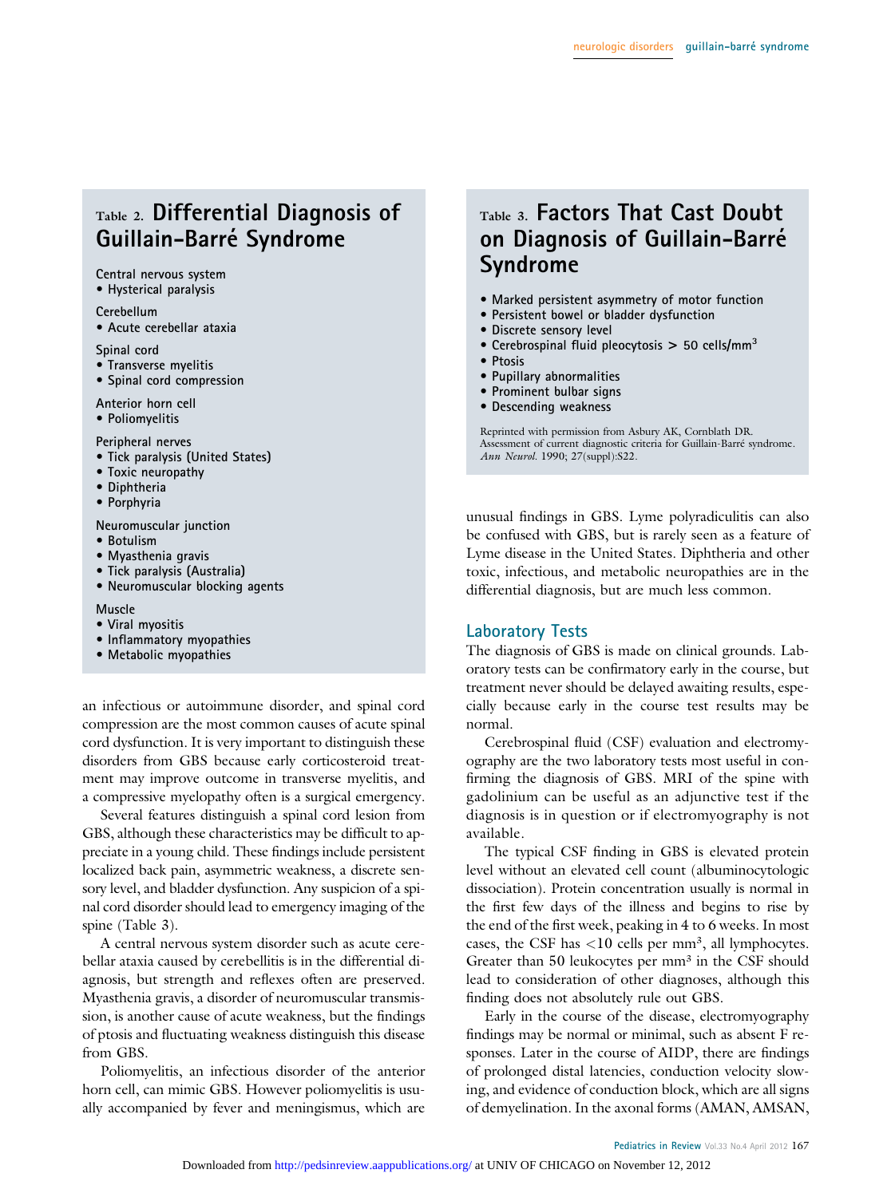## Table 2. Differential Diagnosis of Guillain-Barré Syndrome

Central nervous system
- Hysterical paralysis

Cerebellum
- Acute cerebellar ataxia

Spinal cord
- Transverse myelitis
- Spinal cord compression

Anterior horn cell
- Poliomyelitis

Peripheral nerves
- Tick paralysis (United States)
- Toxic neuropathy
- Diphtheria
- Porphyria

Neuromuscular junction
- Botulism
- Myasthenia gravis
- Tick paralysis (Australia)
- Neuromuscular blocking agents

Muscle
- Viral myositis
- Inflammatory myopathies
- Metabolic myopathies

an infectious or autoimmune disorder, and spinal cord compression are the most common causes of acute spinal cord dysfunction. It is very important to distinguish these disorders from GBS because early corticosteroid treatment may improve outcome in transverse myelitis, and a compressive myelopathy often is a surgical emergency.

Several features distinguish a spinal cord lesion from GBS, although these characteristics may be difficult to appreciate in a young child. These findings include persistent localized back pain, asymmetric weakness, a discrete sensory level, and bladder dysfunction. Any suspicion of a spinal cord disorder should lead to emergency imaging of the spine (Table 3).

A central nervous system disorder such as acute cerebellar ataxia caused by cerebellitis is in the differential diagnosis, but strength and reflexes often are preserved. Myasthenia gravis, a disorder of neuromuscular transmission, is another cause of acute weakness, but the findings of ptosis and fluctuating weakness distinguish this disease from GBS.

Poliomyelitis, an infectious disorder of the anterior horn cell, can mimic GBS. However poliomyelitis is usually accompanied by fever and meningismus, which are unusual findings in GBS. Lyme polyradiculitis can also be confused with GBS, but is rarely seen as a feature of Lyme disease in the United States. Diphtheria and other toxic, infectious, and metabolic neuropathies are in the differential diagnosis, but are much less common.

## Table 3. Factors That Cast Doubt on Diagnosis of Guillain-Barré Syndrome

- Marked persistent asymmetry of motor function
- Persistent bowel or bladder dysfunction
- Discrete sensory level
- Cerebrospinal fluid pleocytosis > 50 cells/mm$^3$
- Ptosis
- Pupillary abnormalities
- Prominent bulbar signs
- Descending weakness

Reprinted with permission from Asbury AK, Cornblath DR. Assessment of current diagnostic criteria for Guillain-Barré syndrome. *Ann Neurol.* 1990; 27(suppl):S22.

### Laboratory Tests

The diagnosis of GBS is made on clinical grounds. Laboratory tests can be confirmatory early in the course, but treatment never should be delayed awaiting results, especially because early in the course test results may be normal.

Cerebrospinal fluid (CSF) evaluation and electromyography are the two laboratory tests most useful in confirming the diagnosis of GBS. MRI of the spine with gadolinium can be useful as an adjunctive test if the diagnosis is in question or if electromyography is not available.

The typical CSF finding in GBS is elevated protein level without an elevated cell count (albuminocytologic dissociation). Protein concentration usually is normal in the first few days of the illness and begins to rise by the end of the first week, peaking in 4 to 6 weeks. In most cases, the CSF has <10 cells per mm$^3$, all lymphocytes. Greater than 50 leukocytes per mm$^3$ in the CSF should lead to consideration of other diagnoses, although this finding does not absolutely rule out GBS.

Early in the course of the disease, electromyography findings may be normal or minimal, such as absent F responses. Later in the course of AIDP, there are findings of prolonged distal latencies, conduction velocity slowing, and evidence of conduction block, which are all signs of demyelination. In the axonal forms (AMAN, AMSAN,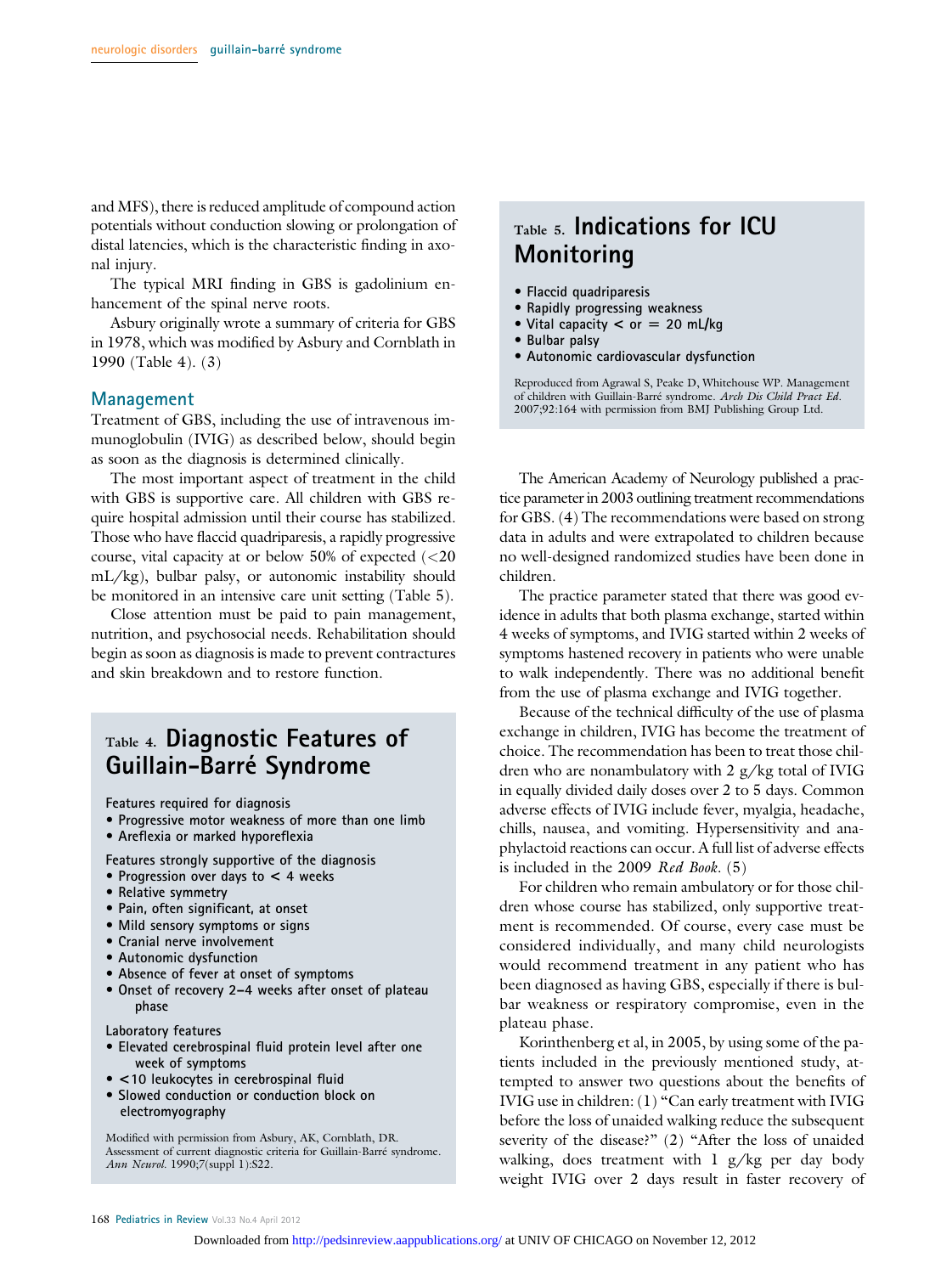and MFS), there is reduced amplitude of compound action potentials without conduction slowing or prolongation of distal latencies, which is the characteristic finding in axonal injury.

The typical MRI finding in GBS is gadolinium enhancement of the spinal nerve roots.

Asbury originally wrote a summary of criteria for GBS in 1978, which was modified by Asbury and Cornblath in 1990 (Table 4). (3)

## Management

Treatment of GBS, including the use of intravenous immunoglobulin (IVIG) as described below, should begin as soon as the diagnosis is determined clinically.

The most important aspect of treatment in the child with GBS is supportive care. All children with GBS require hospital admission until their course has stabilized. Those who have flaccid quadriparesis, a rapidly progressive course, vital capacity at or below 50% of expected (<20 mL/kg), bulbar palsy, or autonomic instability should be monitored in an intensive care unit setting (Table 5).

Close attention must be paid to pain management, nutrition, and psychosocial needs. Rehabilitation should begin as soon as diagnosis is made to prevent contractures and skin breakdown and to restore function.

### Table 4. Diagnostic Features of Guillain-Barré Syndrome

Features required for diagnosis

- Progressive motor weakness of more than one limb
- Areflexia or marked hyporeflexia

Features strongly supportive of the diagnosis

- Progression over days to < 4 weeks
- Relative symmetry
- Pain, often significant, at onset
- Mild sensory symptoms or signs
- Cranial nerve involvement
- Autonomic dysfunction
- Absence of fever at onset of symptoms
- Onset of recovery 2–4 weeks after onset of plateau phase

Laboratory features

- Elevated cerebrospinal fluid protein level after one week of symptoms
- <10 leukocytes in cerebrospinal fluid
- Slowed conduction or conduction block on electromyography

Modified with permission from Asbury, AK, Cornblath, DR. Assessment of current diagnostic criteria for Guillain-Barré syndrome. *Ann Neurol.* 1990;7(suppl 1):S22.

### Table 5. Indications for ICU Monitoring

- Flaccid quadriparesis
- Rapidly progressing weakness
- Vital capacity < or = 20 mL/kg
- Bulbar palsy
- Autonomic cardiovascular dysfunction

Reproduced from Agrawal S, Peake D, Whitehouse WP. Management of children with Guillain-Barré syndrome. *Arch Dis Child Pract Ed.* 2007;92:164 with permission from BMJ Publishing Group Ltd.

The American Academy of Neurology published a practice parameter in 2003 outlining treatment recommendations for GBS. (4) The recommendations were based on strong data in adults and were extrapolated to children because no well-designed randomized studies have been done in children.

The practice parameter stated that there was good evidence in adults that both plasma exchange, started within 4 weeks of symptoms, and IVIG started within 2 weeks of symptoms hastened recovery in patients who were unable to walk independently. There was no additional benefit from the use of plasma exchange and IVIG together.

Because of the technical difficulty of the use of plasma exchange in children, IVIG has become the treatment of choice. The recommendation has been to treat those children who are nonambulatory with 2 g/kg total of IVIG in equally divided daily doses over 2 to 5 days. Common adverse effects of IVIG include fever, myalgia, headache, chills, nausea, and vomiting. Hypersensitivity and anaphylactoid reactions can occur. A full list of adverse effects is included in the 2009 *Red Book*. (5)

For children who remain ambulatory or for those children whose course has stabilized, only supportive treatment is recommended. Of course, every case must be considered individually, and many child neurologists would recommend treatment in any patient who has been diagnosed as having GBS, especially if there is bulbar weakness or respiratory compromise, even in the plateau phase.

Korinthenberg et al, in 2005, by using some of the patients included in the previously mentioned study, attempted to answer two questions about the benefits of IVIG use in children: (1) "Can early treatment with IVIG before the loss of unaided walking reduce the subsequent severity of the disease?" (2) "After the loss of unaided walking, does treatment with 1 g/kg per day body weight IVIG over 2 days result in faster recovery of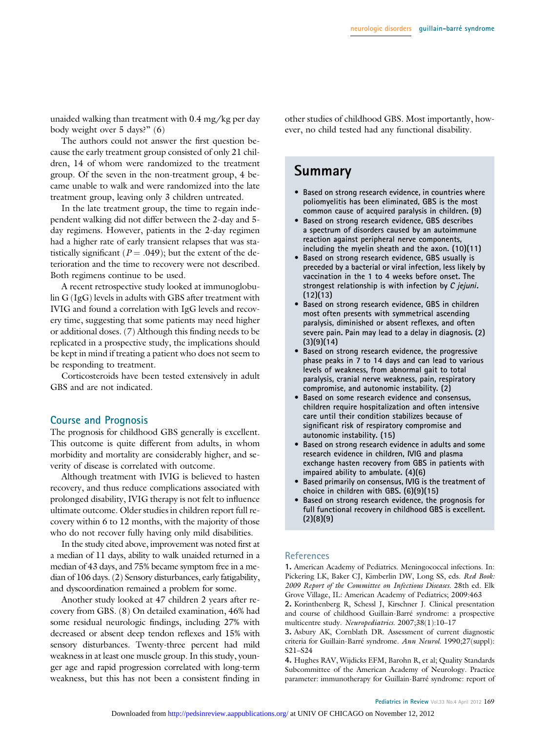unaided walking than treatment with 0.4 mg/kg per day body weight over 5 days?" (6)

The authors could not answer the first question because the early treatment group consisted of only 21 children, 14 of whom were randomized to the treatment group. Of the seven in the non-treatment group, 4 became unable to walk and were randomized into the late treatment group, leaving only 3 children untreated.

In the late treatment group, the time to regain independent walking did not differ between the 2-day and 5-day regimens. However, patients in the 2-day regimen had a higher rate of early transient relapses that was statistically significant ($P = .049$); but the extent of the deterioration and the time to recovery were not described. Both regimens continue to be used.

A recent retrospective study looked at immunoglobulin G (IgG) levels in adults with GBS after treatment with IVIG and found a correlation with IgG levels and recovery time, suggesting that some patients may need higher or additional doses. (7) Although this finding needs to be replicated in a prospective study, the implications should be kept in mind if treating a patient who does not seem to be responding to treatment.

Corticosteroids have been tested extensively in adult GBS and are not indicated.

## Course and Prognosis

The prognosis for childhood GBS generally is excellent. This outcome is quite different from adults, in whom morbidity and mortality are considerably higher, and severity of disease is correlated with outcome.

Although treatment with IVIG is believed to hasten recovery, and thus reduce complications associated with prolonged disability, IVIG therapy is not felt to influence ultimate outcome. Older studies in children report full recovery within 6 to 12 months, with the majority of those who do not recover fully having only mild disabilities.

In the study cited above, improvement was noted first at a median of 11 days, ability to walk unaided returned in a median of 43 days, and 75% became symptom free in a median of 106 days. (2) Sensory disturbances, early fatigability, and dyscoordination remained a problem for some.

Another study looked at 47 children 2 years after recovery from GBS. (8) On detailed examination, 46% had some residual neurologic findings, including 27% with decreased or absent deep tendon reflexes and 15% with sensory disturbances. Twenty-three percent had mild weakness in at least one muscle group. In this study, younger age and rapid progression correlated with long-term weakness, but this has not been a consistent finding in other studies of childhood GBS. Most importantly, however, no child tested had any functional disability.

## Summary

- **Based on strong research evidence, in countries where poliomyelitis has been eliminated, GBS is the most common cause of acquired paralysis in children. (9)**
- **Based on strong research evidence, GBS describes a spectrum of disorders caused by an autoimmune reaction against peripheral nerve components, including the myelin sheath and the axon. (10)(11)**
- **Based on strong research evidence, GBS usually is preceded by a bacterial or viral infection, less likely by vaccination in the 1 to 4 weeks before onset. The strongest relationship is with infection by *C jejuni*. (12)(13)**
- **Based on strong research evidence, GBS in children most often presents with symmetrical ascending paralysis, diminished or absent reflexes, and often severe pain. Pain may lead to a delay in diagnosis. (2)(3)(9)(14)**
- **Based on strong research evidence, the progressive phase peaks in 7 to 14 days and can lead to various levels of weakness, from abnormal gait to total paralysis, cranial nerve weakness, pain, respiratory compromise, and autonomic instability. (2)**
- **Based on some research evidence and consensus, children require hospitalization and often intensive care until their condition stabilizes because of significant risk of respiratory compromise and autonomic instability. (15)**
- **Based on strong research evidence in adults and some research evidence in children, IVIG and plasma exchange hasten recovery from GBS in patients with impaired ability to ambulate. (4)(6)**
- **Based primarily on consensus, IVIG is the treatment of choice in children with GBS. (6)(9)(15)**
- **Based on strong research evidence, the prognosis for full functional recovery in childhood GBS is excellent. (2)(8)(9)**

## References

1. American Academy of Pediatrics. Meningococcal infections. In: Pickering LK, Baker CJ, Kimberlin DW, Long SS, eds. *Red Book: 2009 Report of the Committee on Infectious Diseases.* 28th ed. Elk Grove Village, IL: American Academy of Pediatrics; 2009:463
2. Korinthenberg R, Schessl J, Kirschner J. Clinical presentation and course of childhood Guillain-Barré syndrome: a prospective multicentre study. *Neuropediatrics.* 2007;38(1):10–17
3. Asbury AK, Cornblath DR. Assessment of current diagnostic criteria for Guillain-Barré syndrome. *Ann Neurol.* 1990;27(suppl):S21–S24
4. Hughes RAV, Wijdicks EFM, Barohn R, et al; Quality Standards Subcommittee of the American Academy of Neurology. Practice parameter: immunotherapy for Guillain-Barré syndrome: report of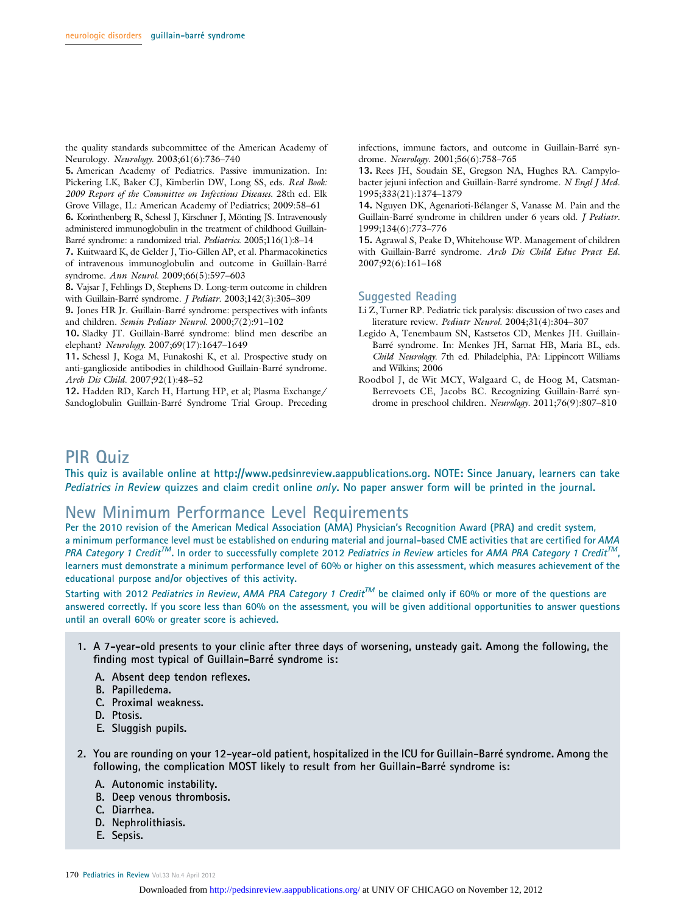the quality standards subcommittee of the American Academy of Neurology. *Neurology.* 2003;61(6):736–740

**5.** American Academy of Pediatrics. Passive immunization. In: Pickering LK, Baker CJ, Kimberlin DW, Long SS, eds. *Red Book: 2009 Report of the Committee on Infectious Diseases.* 28th ed. Elk Grove Village, IL: American Academy of Pediatrics; 2009:58–61

**6.** Korinthenberg R, Schessl J, Kirschner J, Mönting JS. Intravenously administered immunoglobulin in the treatment of childhood Guillain-Barré syndrome: a randomized trial. *Pediatrics.* 2005;116(1):8–14

**7.** Kuitwaard K, de Gelder J, Tio-Gillen AP, et al. Pharmacokinetics of intravenous immunoglobulin and outcome in Guillain-Barré syndrome. *Ann Neurol.* 2009;66(5):597–603

**8.** Vajsar J, Fehlings D, Stephens D. Long-term outcome in children with Guillain-Barré syndrome. *J Pediatr.* 2003;142(3):305–309

**9.** Jones HR Jr. Guillain-Barré syndrome: perspectives with infants and children. *Semin Pediatr Neurol.* 2000;7(2):91–102

**10.** Sladky JT. Guillain-Barré syndrome: blind men describe an elephant? *Neurology.* 2007;69(17):1647–1649

**11.** Schessl J, Koga M, Funakoshi K, et al. Prospective study on anti-ganglioside antibodies in childhood Guillain-Barré syndrome. *Arch Dis Child.* 2007;92(1):48–52

**12.** Hadden RD, Karch H, Hartung HP, et al; Plasma Exchange/ Sandoglobulin Guillain-Barré Syndrome Trial Group. Preceding infections, immune factors, and outcome in Guillain-Barré syndrome. *Neurology.* 2001;56(6):758–765

**13.** Rees JH, Soudain SE, Gregson NA, Hughes RA. Campylobacter jejuni infection and Guillain-Barré syndrome. *N Engl J Med.* 1995;333(21):1374–1379

**14.** Nguyen DK, Agenarioti-Bélanger S, Vanasse M. Pain and the Guillain-Barré syndrome in children under 6 years old. *J Pediatr.* 1999;134(6):773–776

**15.** Agrawal S, Peake D, Whitehouse WP. Management of children with Guillain-Barré syndrome. *Arch Dis Child Educ Pract Ed.* 2007;92(6):161–168

### Suggested Reading

Li Z, Turner RP. Pediatric tick paralysis: discussion of two cases and literature review. *Pediatr Neurol.* 2004;31(4):304–307

Legido A, Tenembaum SN, Katsetos CD, Menkes JH. Guillain-Barré syndrome. In: Menkes JH, Sarnat HB, Maria BL, eds. *Child Neurology.* 7th ed. Philadelphia, PA: Lippincott Williams and Wilkins; 2006

Roodbol J, de Wit MCY, Walgaard C, de Hoog M, Catsman-Berrevoets CE, Jacobs BC. Recognizing Guillain-Barré syndrome in preschool children. *Neurology.* 2011;76(9):807–810

# PIR Quiz

**This quiz is available online at http://www.pedsinreview.aappublications.org. NOTE: Since January, learners can take *Pediatrics in Review* quizzes and claim credit online *only*. No paper answer form will be printed in the journal.**

# New Minimum Performance Level Requirements

**Per the 2010 revision of the American Medical Association (AMA) Physician's Recognition Award (PRA) and credit system, a minimum performance level must be established on enduring material and journal-based CME activities that are certified for *AMA PRA Category 1 Credit™*. In order to successfully complete 2012 *Pediatrics in Review* articles for *AMA PRA Category 1 Credit™*, learners must demonstrate a minimum performance level of 60% or higher on this assessment, which measures achievement of the educational purpose and/or objectives of this activity.**

**Starting with 2012 *Pediatrics in Review*, *AMA PRA Category 1 Credit™* be claimed only if 60% or more of the questions are answered correctly. If you score less than 60% on the assessment, you will be given additional opportunities to answer questions until an overall 60% or greater score is achieved.**

**1. A 7-year-old presents to your clinic after three days of worsening, unsteady gait. Among the following, the finding most typical of Guillain-Barré syndrome is:**

- A. Absent deep tendon reflexes.
- B. Papilledema.
- C. Proximal weakness.
- D. Ptosis.
- E. Sluggish pupils.

**2. You are rounding on your 12-year-old patient, hospitalized in the ICU for Guillain-Barré syndrome. Among the following, the complication MOST likely to result from her Guillain-Barré syndrome is:**

- A. Autonomic instability.
- B. Deep venous thrombosis.
- C. Diarrhea.
- D. Nephrolithiasis.
- E. Sepsis.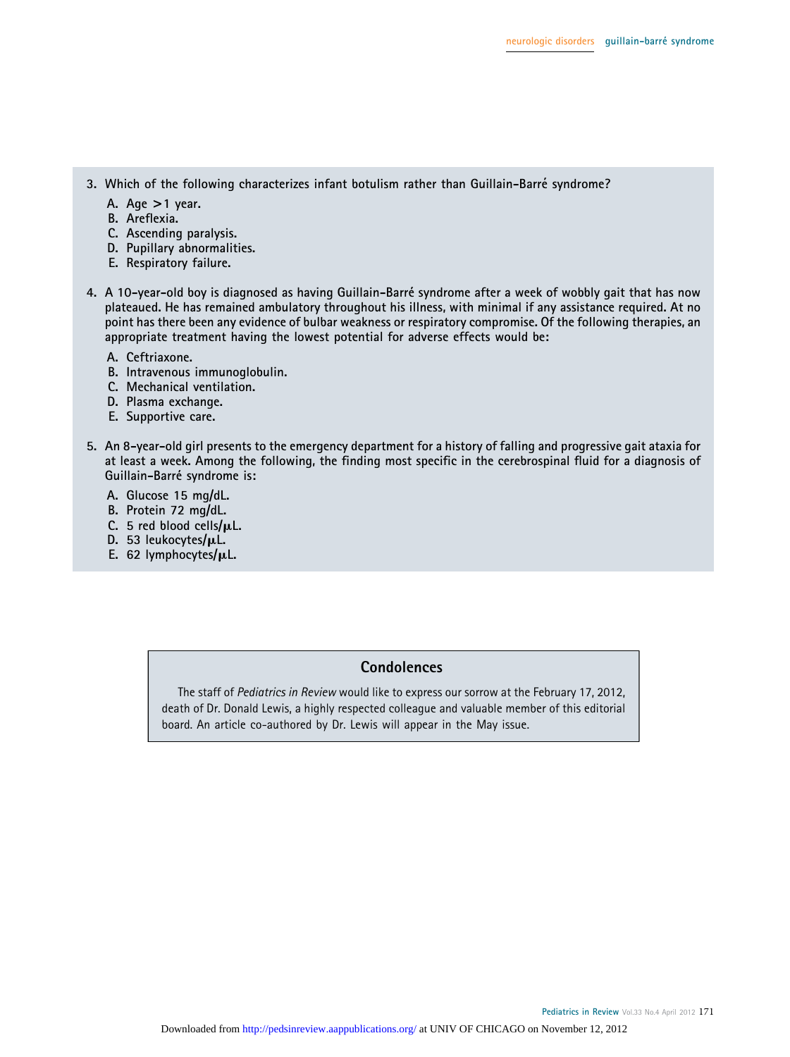3. Which of the following characterizes infant botulism rather than Guillain-Barré syndrome?

   A. Age >1 year.
   B. Areflexia.
   C. Ascending paralysis.
   D. Pupillary abnormalities.
   E. Respiratory failure.

4. A 10-year-old boy is diagnosed as having Guillain-Barré syndrome after a week of wobbly gait that has now plateaued. He has remained ambulatory throughout his illness, with minimal if any assistance required. At no point has there been any evidence of bulbar weakness or respiratory compromise. Of the following therapies, an appropriate treatment having the lowest potential for adverse effects would be:

   A. Ceftriaxone.
   B. Intravenous immunoglobulin.
   C. Mechanical ventilation.
   D. Plasma exchange.
   E. Supportive care.

5. An 8-year-old girl presents to the emergency department for a history of falling and progressive gait ataxia for at least a week. Among the following, the finding most specific in the cerebrospinal fluid for a diagnosis of Guillain-Barré syndrome is:

   A. Glucose 15 mg/dL.
   B. Protein 72 mg/dL.
   C. 5 red blood cells/μL.
   D. 53 leukocytes/μL.
   E. 62 lymphocytes/μL.

## Condolences

The staff of *Pediatrics in Review* would like to express our sorrow at the February 17, 2012, death of Dr. Donald Lewis, a highly respected colleague and valuable member of this editorial board. An article co-authored by Dr. Lewis will appear in the May issue.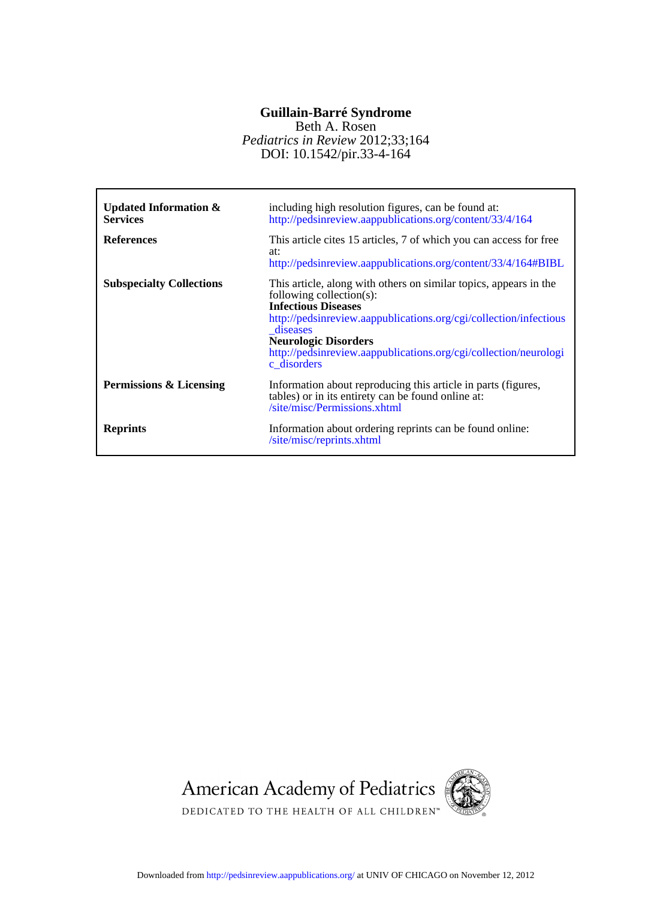# Guillain-Barré Syndrome

Beth A. Rosen

*Pediatrics in Review* 2012;33;164

DOI: 10.1542/pir.33-4-164

| | |
|---|---|
| **Updated Information & Services** | including high resolution figures, can be found at: http://pedsinreview.aappublications.org/content/33/4/164 |
| **References** | This article cites 15 articles, 7 of which you can access for free at: http://pedsinreview.aappublications.org/content/33/4/164#BIBL |
| **Subspecialty Collections** | This article, along with others on similar topics, appears in the following collection(s): **Infectious Diseases** http://pedsinreview.aappublications.org/cgi/collection/infectious_diseases **Neurologic Disorders** http://pedsinreview.aappublications.org/cgi/collection/neurologic_disorders |
| **Permissions & Licensing** | Information about reproducing this article in parts (figures, tables) or in its entirety can be found online at: /site/misc/Permissions.xhtml |
| **Reprints** | Information about ordering reprints can be found online: /site/misc/reprints.xhtml |

American Academy of Pediatrics

DEDICATED TO THE HEALTH OF ALL CHILDREN™

Downloaded from http://pedsinreview.aappublications.org/ at UNIV OF CHICAGO on November 12, 2012